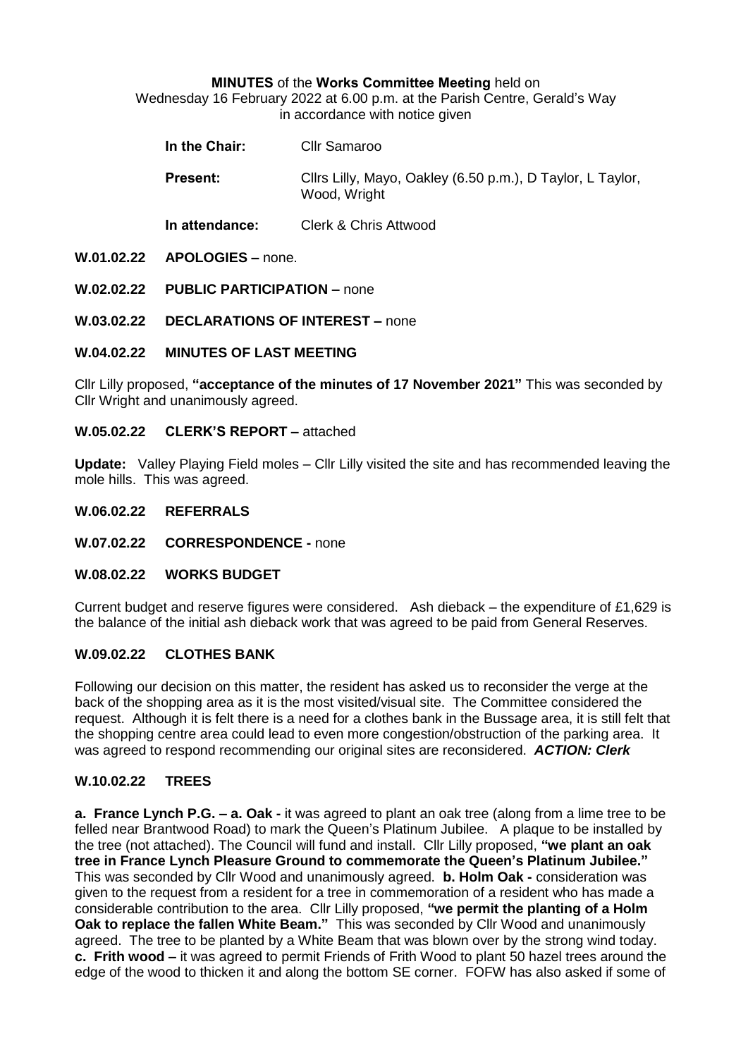**MINUTES** of the **Works Committee Meeting** held on
Wednesday 16 February 2022 at 6.00 p.m. at the Parish Centre, Gerald's Way
in accordance with notice given

**In the Chair:** Cllr Samaroo

**Present:** Cllrs Lilly, Mayo, Oakley (6.50 p.m.), D Taylor, L Taylor, Wood, Wright

**In attendance:** Clerk & Chris Attwood

**W.01.02.22 APOLOGIES –** none.

**W.02.02.22 PUBLIC PARTICIPATION –** none

**W.03.02.22 DECLARATIONS OF INTEREST –** none

**W.04.02.22 MINUTES OF LAST MEETING**

Cllr Lilly proposed, **"acceptance of the minutes of 17 November 2021"** This was seconded by Cllr Wright and unanimously agreed.

**W.05.02.22 CLERK'S REPORT –** attached

**Update:** Valley Playing Field moles – Cllr Lilly visited the site and has recommended leaving the mole hills. This was agreed.

**W.06.02.22 REFERRALS**

**W.07.02.22 CORRESPONDENCE -** none

**W.08.02.22 WORKS BUDGET**

Current budget and reserve figures were considered. Ash dieback – the expenditure of £1,629 is the balance of the initial ash dieback work that was agreed to be paid from General Reserves.

**W.09.02.22 CLOTHES BANK**

Following our decision on this matter, the resident has asked us to reconsider the verge at the back of the shopping area as it is the most visited/visual site. The Committee considered the request. Although it is felt there is a need for a clothes bank in the Bussage area, it is still felt that the shopping centre area could lead to even more congestion/obstruction of the parking area. It was agreed to respond recommending our original sites are reconsidered. ***ACTION: Clerk***

**W.10.02.22 TREES**

**a. France Lynch P.G. – a. Oak -** it was agreed to plant an oak tree (along from a lime tree to be felled near Brantwood Road) to mark the Queen's Platinum Jubilee. A plaque to be installed by the tree (not attached). The Council will fund and install. Cllr Lilly proposed, **"we plant an oak tree in France Lynch Pleasure Ground to commemorate the Queen's Platinum Jubilee."** This was seconded by Cllr Wood and unanimously agreed. **b. Holm Oak -** consideration was given to the request from a resident for a tree in commemoration of a resident who has made a considerable contribution to the area. Cllr Lilly proposed, **"we permit the planting of a Holm Oak to replace the fallen White Beam."** This was seconded by Cllr Wood and unanimously agreed. The tree to be planted by a White Beam that was blown over by the strong wind today. **c. Frith wood –** it was agreed to permit Friends of Frith Wood to plant 50 hazel trees around the edge of the wood to thicken it and along the bottom SE corner. FOFW has also asked if some of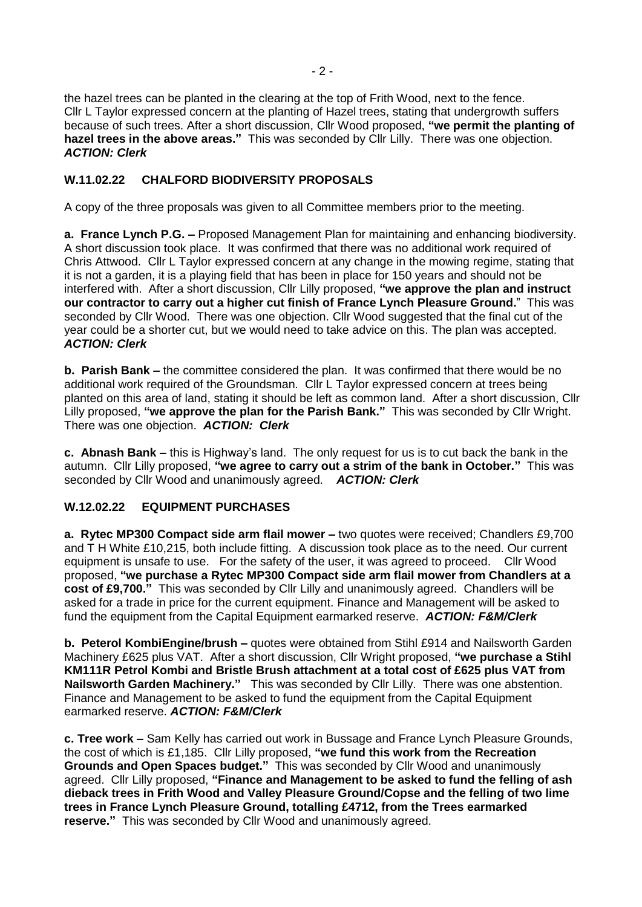the hazel trees can be planted in the clearing at the top of Frith Wood, next to the fence. Cllr L Taylor expressed concern at the planting of Hazel trees, stating that undergrowth suffers because of such trees. After a short discussion, Cllr Wood proposed, **"we permit the planting of hazel trees in the above areas."** This was seconded by Cllr Lilly. There was one objection. ***ACTION: Clerk***

## W.11.02.22 CHALFORD BIODIVERSITY PROPOSALS

A copy of the three proposals was given to all Committee members prior to the meeting.

**a. France Lynch P.G. –** Proposed Management Plan for maintaining and enhancing biodiversity. A short discussion took place. It was confirmed that there was no additional work required of Chris Attwood. Cllr L Taylor expressed concern at any change in the mowing regime, stating that it is not a garden, it is a playing field that has been in place for 150 years and should not be interfered with. After a short discussion, Cllr Lilly proposed, **"we approve the plan and instruct our contractor to carry out a higher cut finish of France Lynch Pleasure Ground.**" This was seconded by Cllr Wood. There was one objection. Cllr Wood suggested that the final cut of the year could be a shorter cut, but we would need to take advice on this. The plan was accepted. ***ACTION: Clerk***

**b. Parish Bank –** the committee considered the plan. It was confirmed that there would be no additional work required of the Groundsman. Cllr L Taylor expressed concern at trees being planted on this area of land, stating it should be left as common land. After a short discussion, Cllr Lilly proposed, **"we approve the plan for the Parish Bank."** This was seconded by Cllr Wright. There was one objection. ***ACTION: Clerk***

**c. Abnash Bank –** this is Highway's land. The only request for us is to cut back the bank in the autumn. Cllr Lilly proposed, **"we agree to carry out a strim of the bank in October."** This was seconded by Cllr Wood and unanimously agreed. ***ACTION: Clerk***

## W.12.02.22 EQUIPMENT PURCHASES

**a. Rytec MP300 Compact side arm flail mower –** two quotes were received; Chandlers £9,700 and T H White £10,215, both include fitting. A discussion took place as to the need. Our current equipment is unsafe to use. For the safety of the user, it was agreed to proceed. Cllr Wood proposed, **"we purchase a Rytec MP300 Compact side arm flail mower from Chandlers at a cost of £9,700."** This was seconded by Cllr Lilly and unanimously agreed. Chandlers will be asked for a trade in price for the current equipment. Finance and Management will be asked to fund the equipment from the Capital Equipment earmarked reserve. ***ACTION: F&M/Clerk***

**b. Peterol KombiEngine/brush –** quotes were obtained from Stihl £914 and Nailsworth Garden Machinery £625 plus VAT. After a short discussion, Cllr Wright proposed, **"we purchase a Stihl KM111R Petrol Kombi and Bristle Brush attachment at a total cost of £625 plus VAT from Nailsworth Garden Machinery."** This was seconded by Cllr Lilly. There was one abstention. Finance and Management to be asked to fund the equipment from the Capital Equipment earmarked reserve. ***ACTION: F&M/Clerk***

**c. Tree work –** Sam Kelly has carried out work in Bussage and France Lynch Pleasure Grounds, the cost of which is £1,185. Cllr Lilly proposed, **"we fund this work from the Recreation Grounds and Open Spaces budget."** This was seconded by Cllr Wood and unanimously agreed. Cllr Lilly proposed, **"Finance and Management to be asked to fund the felling of ash dieback trees in Frith Wood and Valley Pleasure Ground/Copse and the felling of two lime trees in France Lynch Pleasure Ground, totalling £4712, from the Trees earmarked reserve."** This was seconded by Cllr Wood and unanimously agreed.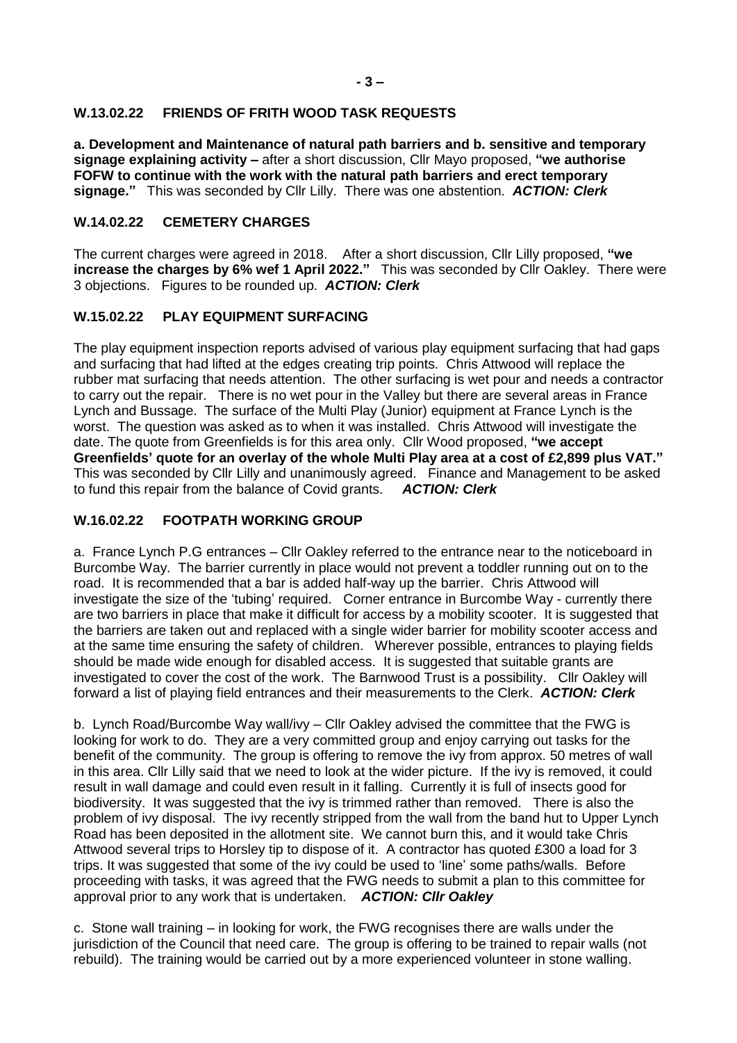## W.13.02.22 FRIENDS OF FRITH WOOD TASK REQUESTS

**a. Development and Maintenance of natural path barriers and b. sensitive and temporary signage explaining activity –** after a short discussion, Cllr Mayo proposed, **"we authorise FOFW to continue with the work with the natural path barriers and erect temporary signage."** This was seconded by Cllr Lilly. There was one abstention. ***ACTION: Clerk***

## W.14.02.22 CEMETERY CHARGES

The current charges were agreed in 2018. After a short discussion, Cllr Lilly proposed, **"we increase the charges by 6% wef 1 April 2022."** This was seconded by Cllr Oakley. There were 3 objections. Figures to be rounded up. ***ACTION: Clerk***

## W.15.02.22 PLAY EQUIPMENT SURFACING

The play equipment inspection reports advised of various play equipment surfacing that had gaps and surfacing that had lifted at the edges creating trip points. Chris Attwood will replace the rubber mat surfacing that needs attention. The other surfacing is wet pour and needs a contractor to carry out the repair. There is no wet pour in the Valley but there are several areas in France Lynch and Bussage. The surface of the Multi Play (Junior) equipment at France Lynch is the worst. The question was asked as to when it was installed. Chris Attwood will investigate the date. The quote from Greenfields is for this area only. Cllr Wood proposed, **"we accept Greenfields' quote for an overlay of the whole Multi Play area at a cost of £2,899 plus VAT."** This was seconded by Cllr Lilly and unanimously agreed. Finance and Management to be asked to fund this repair from the balance of Covid grants. ***ACTION: Clerk***

## W.16.02.22 FOOTPATH WORKING GROUP

a. France Lynch P.G entrances – Cllr Oakley referred to the entrance near to the noticeboard in Burcombe Way. The barrier currently in place would not prevent a toddler running out on to the road. It is recommended that a bar is added half-way up the barrier. Chris Attwood will investigate the size of the 'tubing' required. Corner entrance in Burcombe Way - currently there are two barriers in place that make it difficult for access by a mobility scooter. It is suggested that the barriers are taken out and replaced with a single wider barrier for mobility scooter access and at the same time ensuring the safety of children. Wherever possible, entrances to playing fields should be made wide enough for disabled access. It is suggested that suitable grants are investigated to cover the cost of the work. The Barnwood Trust is a possibility. Cllr Oakley will forward a list of playing field entrances and their measurements to the Clerk. ***ACTION: Clerk***

b. Lynch Road/Burcombe Way wall/ivy – Cllr Oakley advised the committee that the FWG is looking for work to do. They are a very committed group and enjoy carrying out tasks for the benefit of the community. The group is offering to remove the ivy from approx. 50 metres of wall in this area. Cllr Lilly said that we need to look at the wider picture. If the ivy is removed, it could result in wall damage and could even result in it falling. Currently it is full of insects good for biodiversity. It was suggested that the ivy is trimmed rather than removed. There is also the problem of ivy disposal. The ivy recently stripped from the wall from the band hut to Upper Lynch Road has been deposited in the allotment site. We cannot burn this, and it would take Chris Attwood several trips to Horsley tip to dispose of it. A contractor has quoted £300 a load for 3 trips. It was suggested that some of the ivy could be used to 'line' some paths/walls. Before proceeding with tasks, it was agreed that the FWG needs to submit a plan to this committee for approval prior to any work that is undertaken. ***ACTION: Cllr Oakley***

c. Stone wall training – in looking for work, the FWG recognises there are walls under the jurisdiction of the Council that need care. The group is offering to be trained to repair walls (not rebuild). The training would be carried out by a more experienced volunteer in stone walling.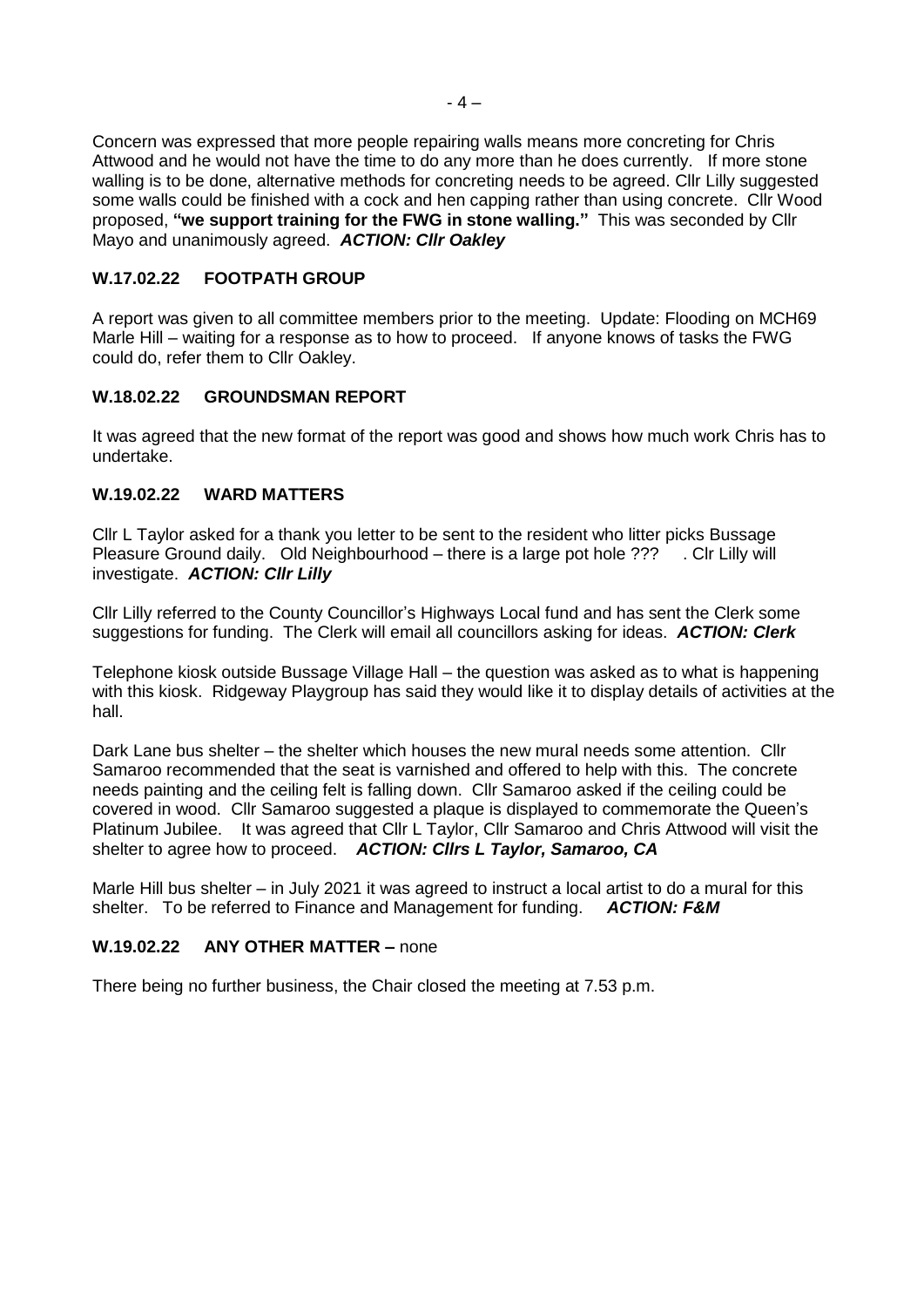Concern was expressed that more people repairing walls means more concreting for Chris Attwood and he would not have the time to do any more than he does currently. If more stone walling is to be done, alternative methods for concreting needs to be agreed. Cllr Lilly suggested some walls could be finished with a cock and hen capping rather than using concrete. Cllr Wood proposed, **"we support training for the FWG in stone walling."** This was seconded by Cllr Mayo and unanimously agreed. ***ACTION: Cllr Oakley***

### W.17.02.22 FOOTPATH GROUP

A report was given to all committee members prior to the meeting. Update: Flooding on MCH69 Marle Hill – waiting for a response as to how to proceed. If anyone knows of tasks the FWG could do, refer them to Cllr Oakley.

### W.18.02.22 GROUNDSMAN REPORT

It was agreed that the new format of the report was good and shows how much work Chris has to undertake.

### W.19.02.22 WARD MATTERS

Cllr L Taylor asked for a thank you letter to be sent to the resident who litter picks Bussage Pleasure Ground daily. Old Neighbourhood – there is a large pot hole ??? . Clr Lilly will investigate. ***ACTION: Cllr Lilly***

Cllr Lilly referred to the County Councillor's Highways Local fund and has sent the Clerk some suggestions for funding. The Clerk will email all councillors asking for ideas. ***ACTION: Clerk***

Telephone kiosk outside Bussage Village Hall – the question was asked as to what is happening with this kiosk. Ridgeway Playgroup has said they would like it to display details of activities at the hall.

Dark Lane bus shelter – the shelter which houses the new mural needs some attention. Cllr Samaroo recommended that the seat is varnished and offered to help with this. The concrete needs painting and the ceiling felt is falling down. Cllr Samaroo asked if the ceiling could be covered in wood. Cllr Samaroo suggested a plaque is displayed to commemorate the Queen's Platinum Jubilee. It was agreed that Cllr L Taylor, Cllr Samaroo and Chris Attwood will visit the shelter to agree how to proceed. ***ACTION: Cllrs L Taylor, Samaroo, CA***

Marle Hill bus shelter – in July 2021 it was agreed to instruct a local artist to do a mural for this shelter. To be referred to Finance and Management for funding. ***ACTION: F&M***

### W.19.02.22 ANY OTHER MATTER – none

There being no further business, the Chair closed the meeting at 7.53 p.m.